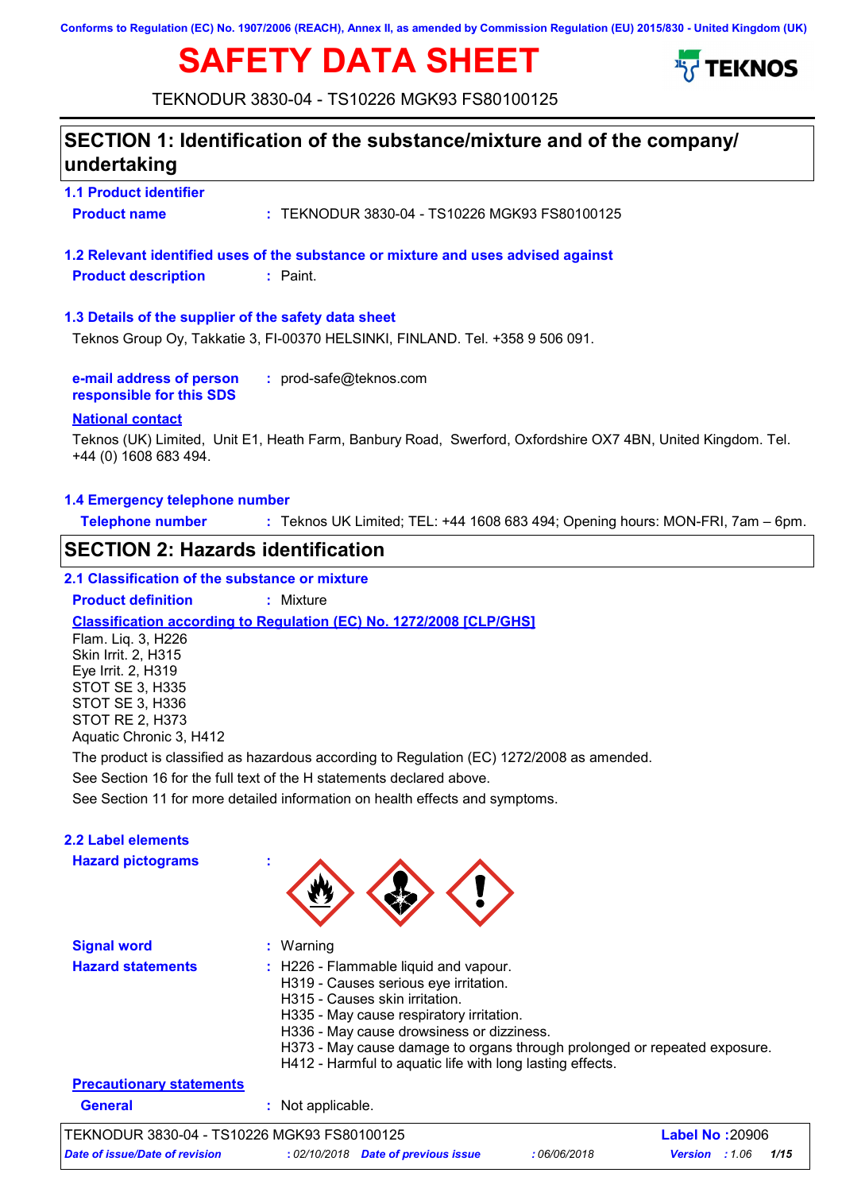Conforms to Regulation (EC) No. 1907/2006 (REACH), Annex II, as amended by Commission Regulation (EU) 2015/830 - United Kingdom (UK)

# SAFETY DATA SHEET

TEKNODUR 3830-04 - TS10226 MGK93 FS80100125

## SECTION 1: Identification of the substance/mixture and of the company/ undertaking

### 1.1 Product identifier

**Product name** : TEKNODUR 3830-04 - TS10226 MGK93 FS80100125

### 1.2 Relevant identified uses of the substance or mixture and uses advised against

**Product description** : Paint.

### 1.3 Details of the supplier of the safety data sheet

Teknos Group Oy, Takkatie 3, FI-00370 HELSINKI, FINLAND. Tel. +358 9 506 091.

**e-mail address of person responsible for this SDS** : prod-safe@teknos.com

**National contact**

Teknos (UK) Limited, Unit E1, Heath Farm, Banbury Road, Swerford, Oxfordshire OX7 4BN, United Kingdom. Tel. +44 (0) 1608 683 494.

### 1.4 Emergency telephone number

**Telephone number** : Teknos UK Limited; TEL: +44 1608 683 494; Opening hours: MON-FRI, 7am – 6pm.

## SECTION 2: Hazards identification

### 2.1 Classification of the substance or mixture

**Product definition** : Mixture

**Classification according to Regulation (EC) No. 1272/2008 [CLP/GHS]**

Flam. Liq. 3, H226
Skin Irrit. 2, H315
Eye Irrit. 2, H319
STOT SE 3, H335
STOT SE 3, H336
STOT RE 2, H373
Aquatic Chronic 3, H412

The product is classified as hazardous according to Regulation (EC) 1272/2008 as amended.

See Section 16 for the full text of the H statements declared above.

See Section 11 for more detailed information on health effects and symptoms.

### 2.2 Label elements

**Hazard pictograms** :

**Signal word** : Warning

**Hazard statements** :
H226 - Flammable liquid and vapour.
H319 - Causes serious eye irritation.
H315 - Causes skin irritation.
H335 - May cause respiratory irritation.
H336 - May cause drowsiness or dizziness.
H373 - May cause damage to organs through prolonged or repeated exposure.
H412 - Harmful to aquatic life with long lasting effects.

**Precautionary statements**

**General** : Not applicable.

TEKNODUR 3830-04 - TS10226 MGK93 FS80100125 | Label No: 20906

*Date of issue/Date of revision* : 02/10/2018 *Date of previous issue* : 06/06/2018 *Version* : 1.06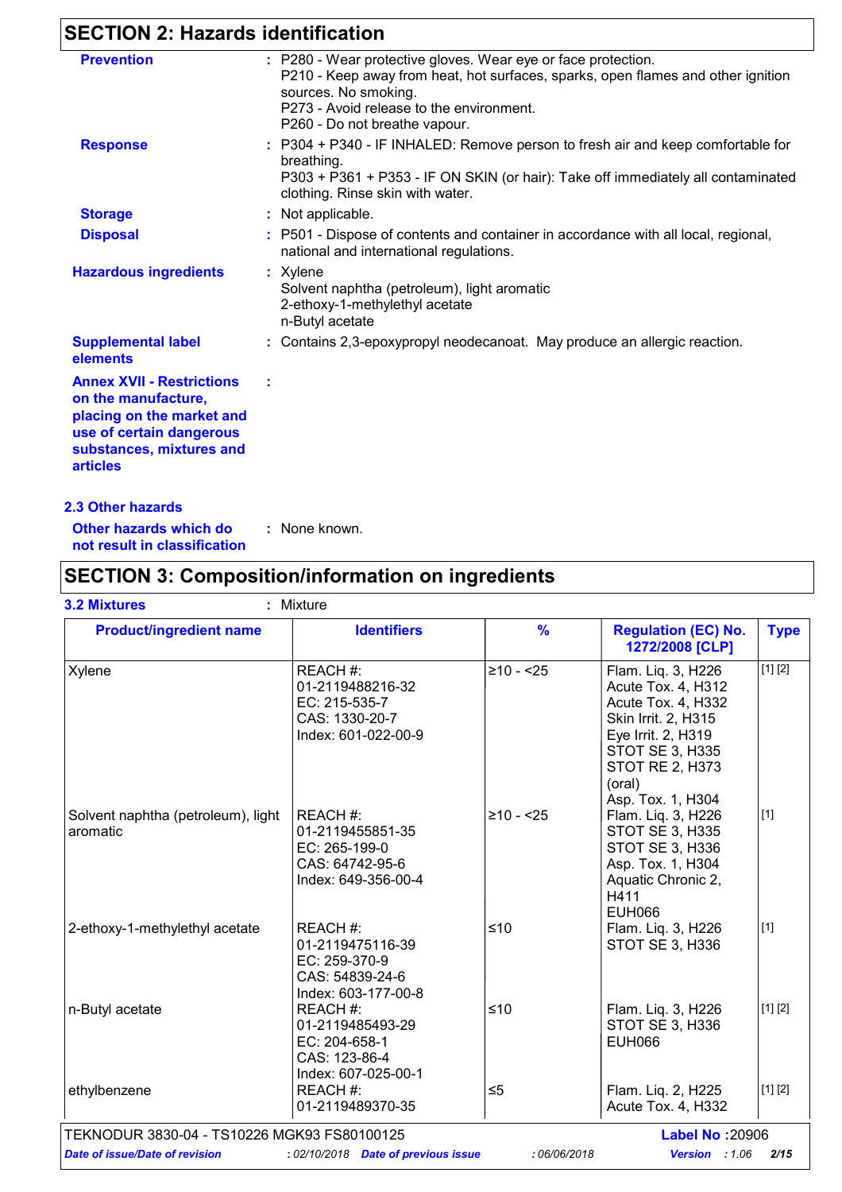## SECTION 2: Hazards identification

**Prevention** : P280 - Wear protective gloves. Wear eye or face protection.
P210 - Keep away from heat, hot surfaces, sparks, open flames and other ignition sources. No smoking.
P273 - Avoid release to the environment.
P260 - Do not breathe vapour.

**Response** : P304 + P340 - IF INHALED: Remove person to fresh air and keep comfortable for breathing.
P303 + P361 + P353 - IF ON SKIN (or hair): Take off immediately all contaminated clothing. Rinse skin with water.

**Storage** : Not applicable.

**Disposal** : P501 - Dispose of contents and container in accordance with all local, regional, national and international regulations.

**Hazardous ingredients** : Xylene
Solvent naphtha (petroleum), light aromatic
2-ethoxy-1-methylethyl acetate
n-Butyl acetate

**Supplemental label elements** : Contains 2,3-epoxypropyl neodecanoat. May produce an allergic reaction.

**Annex XVII - Restrictions on the manufacture, placing on the market and use of certain dangerous substances, mixtures and articles** :

### 2.3 Other hazards

**Other hazards which do not result in classification** : None known.

## SECTION 3: Composition/information on ingredients

**3.2 Mixtures** : Mixture

| Product/ingredient name | Identifiers | % | Regulation (EC) No. 1272/2008 [CLP] | Type |
|---|---|---|---|---|
| Xylene | REACH #: 01-2119488216-32<br>EC: 215-535-7<br>CAS: 1330-20-7<br>Index: 601-022-00-9 | ≥10 - <25 | Flam. Liq. 3, H226<br>Acute Tox. 4, H312<br>Acute Tox. 4, H332<br>Skin Irrit. 2, H315<br>Eye Irrit. 2, H319<br>STOT SE 3, H335<br>STOT RE 2, H373 (oral)<br>Asp. Tox. 1, H304 | [1] [2] |
| Solvent naphtha (petroleum), light aromatic | REACH #: 01-2119455851-35<br>EC: 265-199-0<br>CAS: 64742-95-6<br>Index: 649-356-00-4 | ≥10 - <25 | Flam. Liq. 3, H226<br>STOT SE 3, H335<br>STOT SE 3, H336<br>Asp. Tox. 1, H304<br>Aquatic Chronic 2, H411<br>EUH066 | [1] |
| 2-ethoxy-1-methylethyl acetate | REACH #: 01-2119475116-39<br>EC: 259-370-9<br>CAS: 54839-24-6<br>Index: 603-177-00-8 | ≤10 | Flam. Liq. 3, H226<br>STOT SE 3, H336 | [1] |
| n-Butyl acetate | REACH #: 01-2119485493-29<br>EC: 204-658-1<br>CAS: 123-86-4<br>Index: 607-025-00-1 | ≤10 | Flam. Liq. 3, H226<br>STOT SE 3, H336<br>EUH066 | [1] [2] |
| ethylbenzene | REACH #: 01-2119489370-35 | ≤5 | Flam. Liq. 2, H225<br>Acute Tox. 4, H332 | [1] [2] |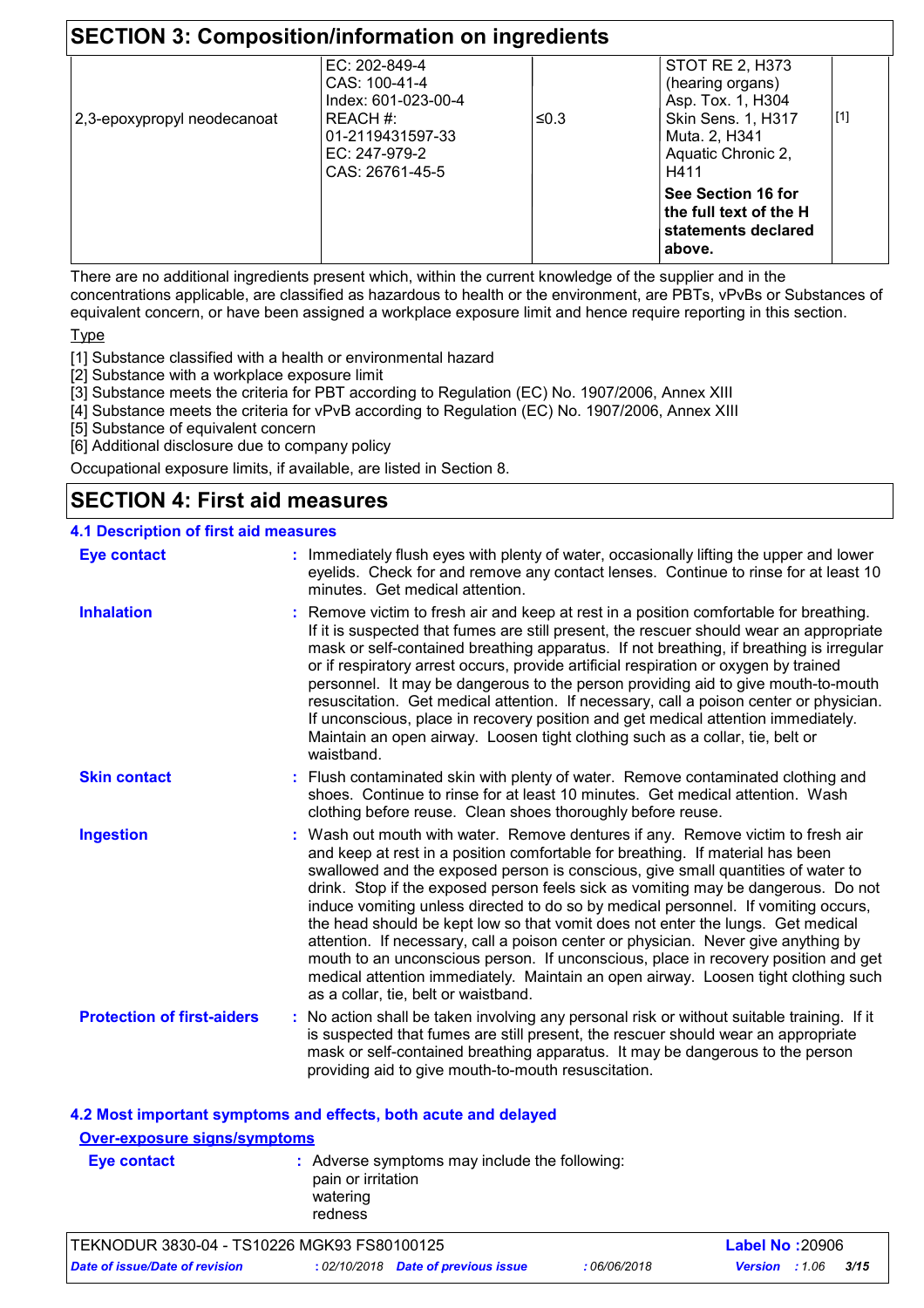## SECTION 3: Composition/information on ingredients

| | | | | |
|---|---|---|---|---|
| 2,3-epoxypropyl neodecanoat | EC: 202-849-4<br>CAS: 100-41-4<br>Index: 601-023-00-4<br>REACH #:<br>01-2119431597-33<br>EC: 247-979-2<br>CAS: 26761-45-5 | ≤0.3 | STOT RE 2, H373 (hearing organs)<br>Asp. Tox. 1, H304<br>Skin Sens. 1, H317<br>Muta. 2, H341<br>Aquatic Chronic 2, H411<br>**See Section 16 for the full text of the H statements declared above.** | [1] |

There are no additional ingredients present which, within the current knowledge of the supplier and in the concentrations applicable, are classified as hazardous to health or the environment, are PBTs, vPvBs or Substances of equivalent concern, or have been assigned a workplace exposure limit and hence require reporting in this section.

Type

[1] Substance classified with a health or environmental hazard
[2] Substance with a workplace exposure limit
[3] Substance meets the criteria for PBT according to Regulation (EC) No. 1907/2006, Annex XIII
[4] Substance meets the criteria for vPvB according to Regulation (EC) No. 1907/2006, Annex XIII
[5] Substance of equivalent concern
[6] Additional disclosure due to company policy

Occupational exposure limits, if available, are listed in Section 8.

## SECTION 4: First aid measures

### 4.1 Description of first aid measures

**Eye contact** : Immediately flush eyes with plenty of water, occasionally lifting the upper and lower eyelids. Check for and remove any contact lenses. Continue to rinse for at least 10 minutes. Get medical attention.

**Inhalation** : Remove victim to fresh air and keep at rest in a position comfortable for breathing. If it is suspected that fumes are still present, the rescuer should wear an appropriate mask or self-contained breathing apparatus. If not breathing, if breathing is irregular or if respiratory arrest occurs, provide artificial respiration or oxygen by trained personnel. It may be dangerous to the person providing aid to give mouth-to-mouth resuscitation. Get medical attention. If necessary, call a poison center or physician. If unconscious, place in recovery position and get medical attention immediately. Maintain an open airway. Loosen tight clothing such as a collar, tie, belt or waistband.

**Skin contact** : Flush contaminated skin with plenty of water. Remove contaminated clothing and shoes. Continue to rinse for at least 10 minutes. Get medical attention. Wash clothing before reuse. Clean shoes thoroughly before reuse.

**Ingestion** : Wash out mouth with water. Remove dentures if any. Remove victim to fresh air and keep at rest in a position comfortable for breathing. If material has been swallowed and the exposed person is conscious, give small quantities of water to drink. Stop if the exposed person feels sick as vomiting may be dangerous. Do not induce vomiting unless directed to do so by medical personnel. If vomiting occurs, the head should be kept low so that vomit does not enter the lungs. Get medical attention. If necessary, call a poison center or physician. Never give anything by mouth to an unconscious person. If unconscious, place in recovery position and get medical attention immediately. Maintain an open airway. Loosen tight clothing such as a collar, tie, belt or waistband.

**Protection of first-aiders** : No action shall be taken involving any personal risk or without suitable training. If it is suspected that fumes are still present, the rescuer should wear an appropriate mask or self-contained breathing apparatus. It may be dangerous to the person providing aid to give mouth-to-mouth resuscitation.

### 4.2 Most important symptoms and effects, both acute and delayed

**Over-exposure signs/symptoms**

**Eye contact** : Adverse symptoms may include the following:
pain or irritation
watering
redness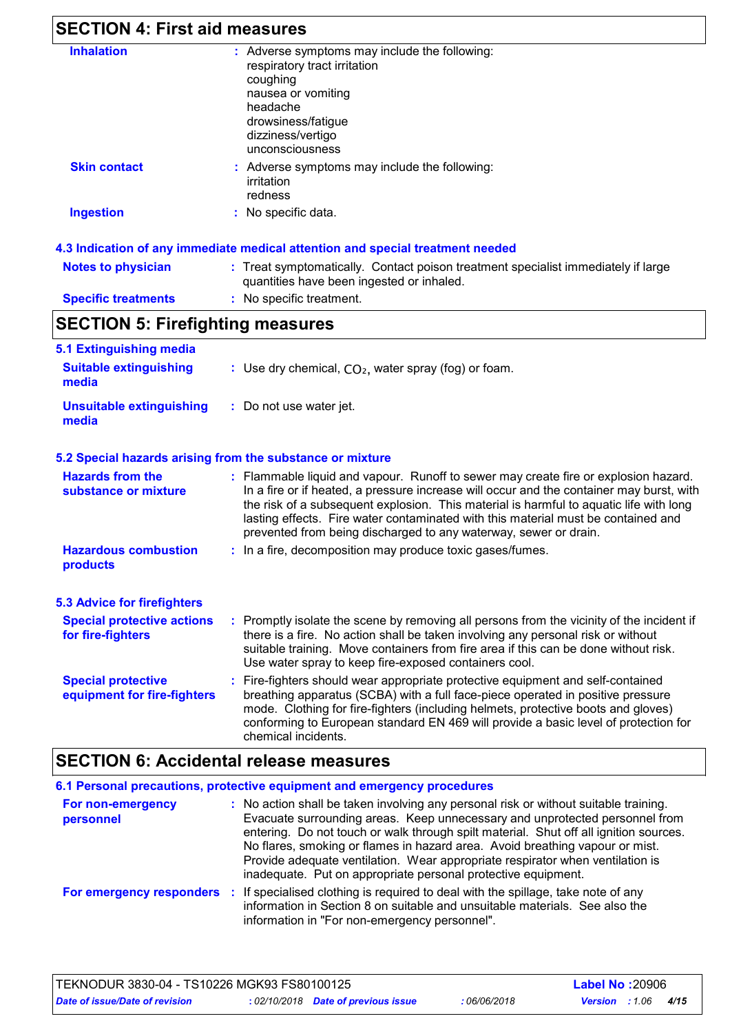## SECTION 4: First aid measures

| | |
|---|---|
| **Inhalation** | Adverse symptoms may include the following:<br>respiratory tract irritation<br>coughing<br>nausea or vomiting<br>headache<br>drowsiness/fatigue<br>dizziness/vertigo<br>unconsciousness |
| **Skin contact** | Adverse symptoms may include the following:<br>irritation<br>redness |
| **Ingestion** | No specific data. |

### 4.3 Indication of any immediate medical attention and special treatment needed

| | |
|---|---|
| **Notes to physician** | Treat symptomatically. Contact poison treatment specialist immediately if large quantities have been ingested or inhaled. |
| **Specific treatments** | No specific treatment. |

## SECTION 5: Firefighting measures

### 5.1 Extinguishing media

| | |
|---|---|
| **Suitable extinguishing media** | Use dry chemical, $CO_2$, water spray (fog) or foam. |
| **Unsuitable extinguishing media** | Do not use water jet. |

### 5.2 Special hazards arising from the substance or mixture

| | |
|---|---|
| **Hazards from the substance or mixture** | Flammable liquid and vapour. Runoff to sewer may create fire or explosion hazard. In a fire or if heated, a pressure increase will occur and the container may burst, with the risk of a subsequent explosion. This material is harmful to aquatic life with long lasting effects. Fire water contaminated with this material must be contained and prevented from being discharged to any waterway, sewer or drain. |
| **Hazardous combustion products** | In a fire, decomposition may produce toxic gases/fumes. |

### 5.3 Advice for firefighters

| | |
|---|---|
| **Special protective actions for fire-fighters** | Promptly isolate the scene by removing all persons from the vicinity of the incident if there is a fire. No action shall be taken involving any personal risk or without suitable training. Move containers from fire area if this can be done without risk. Use water spray to keep fire-exposed containers cool. |
| **Special protective equipment for fire-fighters** | Fire-fighters should wear appropriate protective equipment and self-contained breathing apparatus (SCBA) with a full face-piece operated in positive pressure mode. Clothing for fire-fighters (including helmets, protective boots and gloves) conforming to European standard EN 469 will provide a basic level of protection for chemical incidents. |

## SECTION 6: Accidental release measures

### 6.1 Personal precautions, protective equipment and emergency procedures

| | |
|---|---|
| **For non-emergency personnel** | No action shall be taken involving any personal risk or without suitable training. Evacuate surrounding areas. Keep unnecessary and unprotected personnel from entering. Do not touch or walk through spilt material. Shut off all ignition sources. No flares, smoking or flames in hazard area. Avoid breathing vapour or mist. Provide adequate ventilation. Wear appropriate respirator when ventilation is inadequate. Put on appropriate personal protective equipment. |
| **For emergency responders** | If specialised clothing is required to deal with the spillage, take note of any information in Section 8 on suitable and unsuitable materials. See also the information in "For non-emergency personnel". |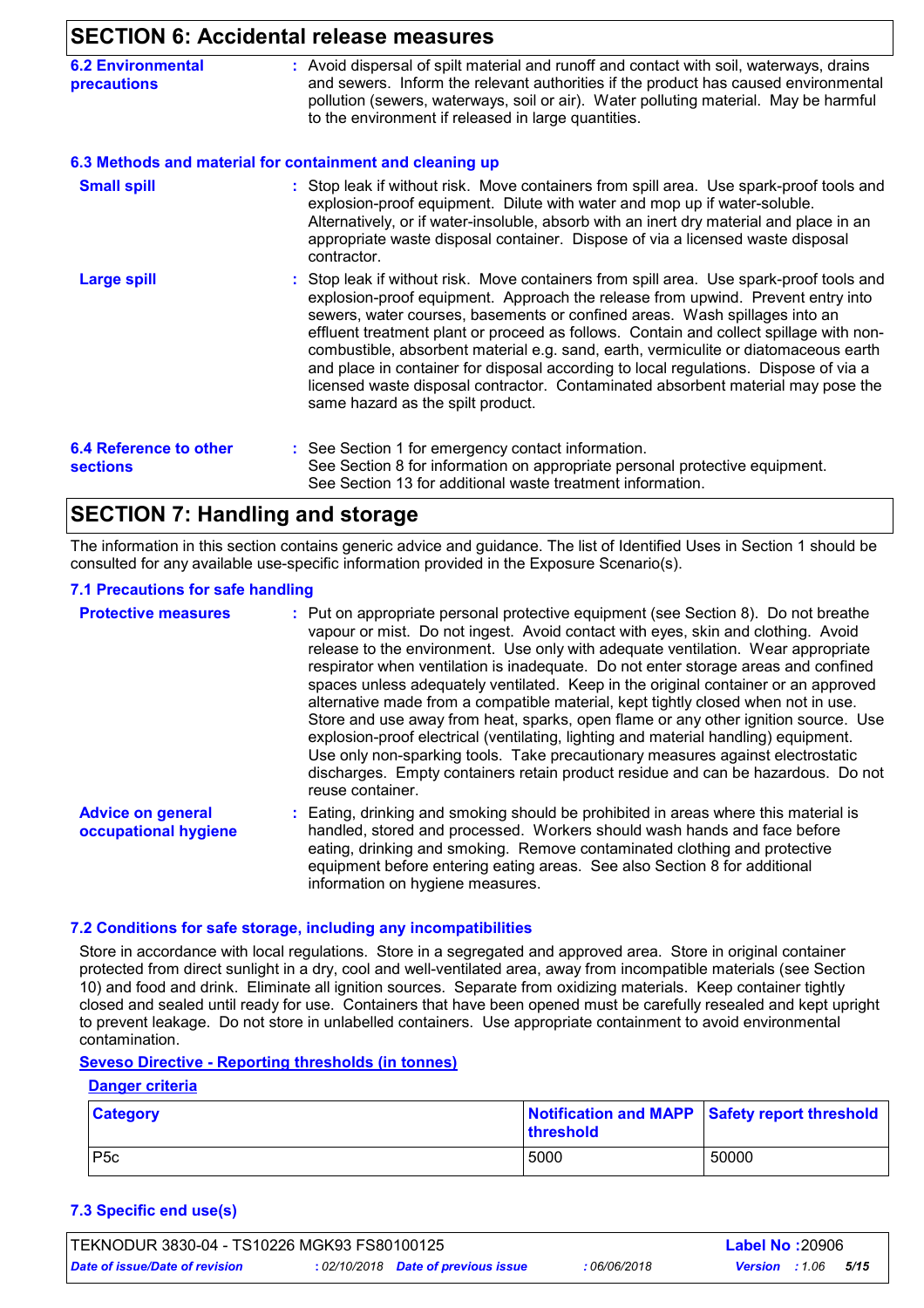## SECTION 6: Accidental release measures

**6.2 Environmental precautions** : Avoid dispersal of spilt material and runoff and contact with soil, waterways, drains and sewers. Inform the relevant authorities if the product has caused environmental pollution (sewers, waterways, soil or air). Water polluting material. May be harmful to the environment if released in large quantities.

### 6.3 Methods and material for containment and cleaning up

**Small spill** : Stop leak if without risk. Move containers from spill area. Use spark-proof tools and explosion-proof equipment. Dilute with water and mop up if water-soluble. Alternatively, or if water-insoluble, absorb with an inert dry material and place in an appropriate waste disposal container. Dispose of via a licensed waste disposal contractor.

**Large spill** : Stop leak if without risk. Move containers from spill area. Use spark-proof tools and explosion-proof equipment. Approach the release from upwind. Prevent entry into sewers, water courses, basements or confined areas. Wash spillages into an effluent treatment plant or proceed as follows. Contain and collect spillage with non-combustible, absorbent material e.g. sand, earth, vermiculite or diatomaceous earth and place in container for disposal according to local regulations. Dispose of via a licensed waste disposal contractor. Contaminated absorbent material may pose the same hazard as the spilt product.

**6.4 Reference to other sections** : See Section 1 for emergency contact information.
See Section 8 for information on appropriate personal protective equipment.
See Section 13 for additional waste treatment information.

## SECTION 7: Handling and storage

The information in this section contains generic advice and guidance. The list of Identified Uses in Section 1 should be consulted for any available use-specific information provided in the Exposure Scenario(s).

### 7.1 Precautions for safe handling

**Protective measures** : Put on appropriate personal protective equipment (see Section 8). Do not breathe vapour or mist. Do not ingest. Avoid contact with eyes, skin and clothing. Avoid release to the environment. Use only with adequate ventilation. Wear appropriate respirator when ventilation is inadequate. Do not enter storage areas and confined spaces unless adequately ventilated. Keep in the original container or an approved alternative made from a compatible material, kept tightly closed when not in use. Store and use away from heat, sparks, open flame or any other ignition source. Use explosion-proof electrical (ventilating, lighting and material handling) equipment. Use only non-sparking tools. Take precautionary measures against electrostatic discharges. Empty containers retain product residue and can be hazardous. Do not reuse container.

**Advice on general occupational hygiene** : Eating, drinking and smoking should be prohibited in areas where this material is handled, stored and processed. Workers should wash hands and face before eating, drinking and smoking. Remove contaminated clothing and protective equipment before entering eating areas. See also Section 8 for additional information on hygiene measures.

### 7.2 Conditions for safe storage, including any incompatibilities

Store in accordance with local regulations. Store in a segregated and approved area. Store in original container protected from direct sunlight in a dry, cool and well-ventilated area, away from incompatible materials (see Section 10) and food and drink. Eliminate all ignition sources. Separate from oxidizing materials. Keep container tightly closed and sealed until ready for use. Containers that have been opened must be carefully resealed and kept upright to prevent leakage. Do not store in unlabelled containers. Use appropriate containment to avoid environmental contamination.

**Seveso Directive - Reporting thresholds (in tonnes)**

**Danger criteria**

| Category | Notification and MAPP threshold | Safety report threshold |
|---|---|---|
| P5c | 5000 | 50000 |

### 7.3 Specific end use(s)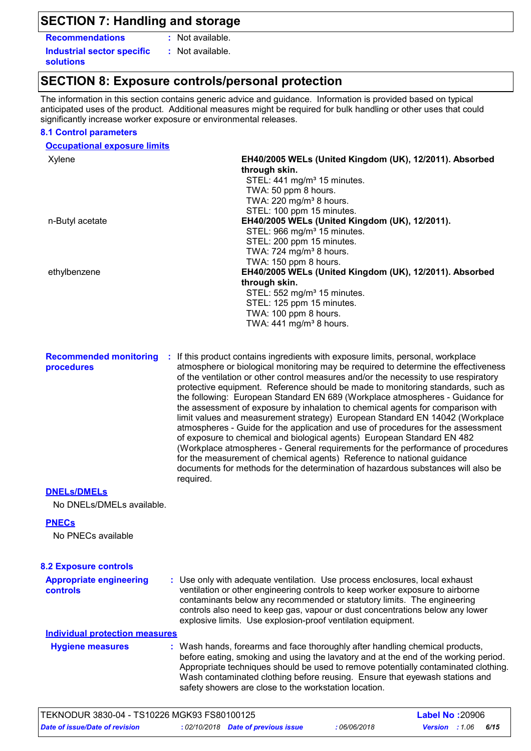## SECTION 7: Handling and storage

**Recommendations** : Not available.

**Industrial sector specific solutions** : Not available.

## SECTION 8: Exposure controls/personal protection

The information in this section contains generic advice and guidance. Information is provided based on typical anticipated uses of the product. Additional measures might be required for bulk handling or other uses that could significantly increase worker exposure or environmental releases.

### 8.1 Control parameters

**Occupational exposure limits**

| | |
|---|---|
| Xylene | **EH40/2005 WELs (United Kingdom (UK), 12/2011). Absorbed through skin.**<br>STEL: 441 mg/m³ 15 minutes.<br>TWA: 50 ppm 8 hours.<br>TWA: 220 mg/m³ 8 hours.<br>STEL: 100 ppm 15 minutes. |
| n-Butyl acetate | **EH40/2005 WELs (United Kingdom (UK), 12/2011).**<br>STEL: 966 mg/m³ 15 minutes.<br>STEL: 200 ppm 15 minutes.<br>TWA: 724 mg/m³ 8 hours.<br>TWA: 150 ppm 8 hours. |
| ethylbenzene | **EH40/2005 WELs (United Kingdom (UK), 12/2011). Absorbed through skin.**<br>STEL: 552 mg/m³ 15 minutes.<br>STEL: 125 ppm 15 minutes.<br>TWA: 100 ppm 8 hours.<br>TWA: 441 mg/m³ 8 hours. |

**Recommended monitoring procedures** : If this product contains ingredients with exposure limits, personal, workplace atmosphere or biological monitoring may be required to determine the effectiveness of the ventilation or other control measures and/or the necessity to use respiratory protective equipment. Reference should be made to monitoring standards, such as the following: European Standard EN 689 (Workplace atmospheres - Guidance for the assessment of exposure by inhalation to chemical agents for comparison with limit values and measurement strategy) European Standard EN 14042 (Workplace atmospheres - Guide for the application and use of procedures for the assessment of exposure to chemical and biological agents) European Standard EN 482 (Workplace atmospheres - General requirements for the performance of procedures for the measurement of chemical agents) Reference to national guidance documents for methods for the determination of hazardous substances will also be required.

**DNELs/DMELs**

No DNELs/DMELs available.

**PNECs**

No PNECs available

### 8.2 Exposure controls

**Appropriate engineering controls** : Use only with adequate ventilation. Use process enclosures, local exhaust ventilation or other engineering controls to keep worker exposure to airborne contaminants below any recommended or statutory limits. The engineering controls also need to keep gas, vapour or dust concentrations below any lower explosive limits. Use explosion-proof ventilation equipment.

**Individual protection measures**

**Hygiene measures** : Wash hands, forearms and face thoroughly after handling chemical products, before eating, smoking and using the lavatory and at the end of the working period. Appropriate techniques should be used to remove potentially contaminated clothing. Wash contaminated clothing before reusing. Ensure that eyewash stations and safety showers are close to the workstation location.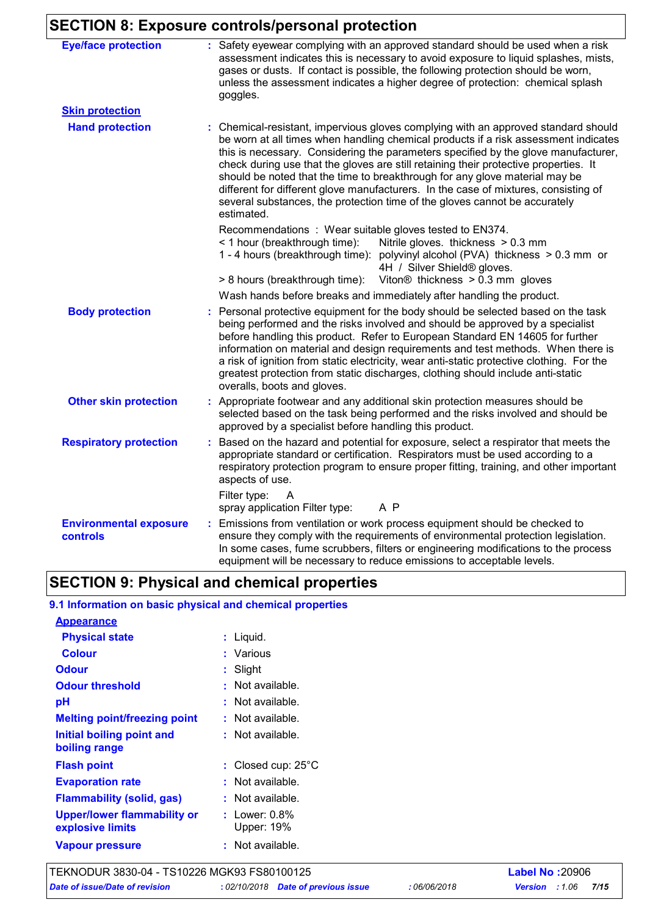## SECTION 8: Exposure controls/personal protection

**Eye/face protection** : Safety eyewear complying with an approved standard should be used when a risk assessment indicates this is necessary to avoid exposure to liquid splashes, mists, gases or dusts. If contact is possible, the following protection should be worn, unless the assessment indicates a higher degree of protection: chemical splash goggles.

**Skin protection**

**Hand protection** : Chemical-resistant, impervious gloves complying with an approved standard should be worn at all times when handling chemical products if a risk assessment indicates this is necessary. Considering the parameters specified by the glove manufacturer, check during use that the gloves are still retaining their protective properties. It should be noted that the time to breakthrough for any glove material may be different for different glove manufacturers. In the case of mixtures, consisting of several substances, the protection time of the gloves cannot be accurately estimated.

Recommendations : Wear suitable gloves tested to EN374.
< 1 hour (breakthrough time): Nitrile gloves. thickness > 0.3 mm
1 - 4 hours (breakthrough time): polyvinyl alcohol (PVA) thickness > 0.3 mm or 4H / Silver Shield® gloves.
> 8 hours (breakthrough time): Viton® thickness > 0.3 mm gloves

Wash hands before breaks and immediately after handling the product.

**Body protection** : Personal protective equipment for the body should be selected based on the task being performed and the risks involved and should be approved by a specialist before handling this product. Refer to European Standard EN 14605 for further information on material and design requirements and test methods. When there is a risk of ignition from static electricity, wear anti-static protective clothing. For the greatest protection from static discharges, clothing should include anti-static overalls, boots and gloves.

**Other skin protection** : Appropriate footwear and any additional skin protection measures should be selected based on the task being performed and the risks involved and should be approved by a specialist before handling this product.

**Respiratory protection** : Based on the hazard and potential for exposure, select a respirator that meets the appropriate standard or certification. Respirators must be used according to a respiratory protection program to ensure proper fitting, training, and other important aspects of use.

Filter type: A
spray application Filter type: A P

**Environmental exposure controls** : Emissions from ventilation or work process equipment should be checked to ensure they comply with the requirements of environmental protection legislation. In some cases, fume scrubbers, filters or engineering modifications to the process equipment will be necessary to reduce emissions to acceptable levels.

## SECTION 9: Physical and chemical properties

### 9.1 Information on basic physical and chemical properties

**Appearance**

**Physical state** : Liquid.

**Colour** : Various

**Odour** : Slight

**Odour threshold** : Not available.

**pH** : Not available.

**Melting point/freezing point** : Not available.

**Initial boiling point and boiling range** : Not available.

**Flash point** : Closed cup: 25°C

**Evaporation rate** : Not available.

**Flammability (solid, gas)** : Not available.

**Upper/lower flammability or explosive limits** : Lower: 0.8%
Upper: 19%

**Vapour pressure** : Not available.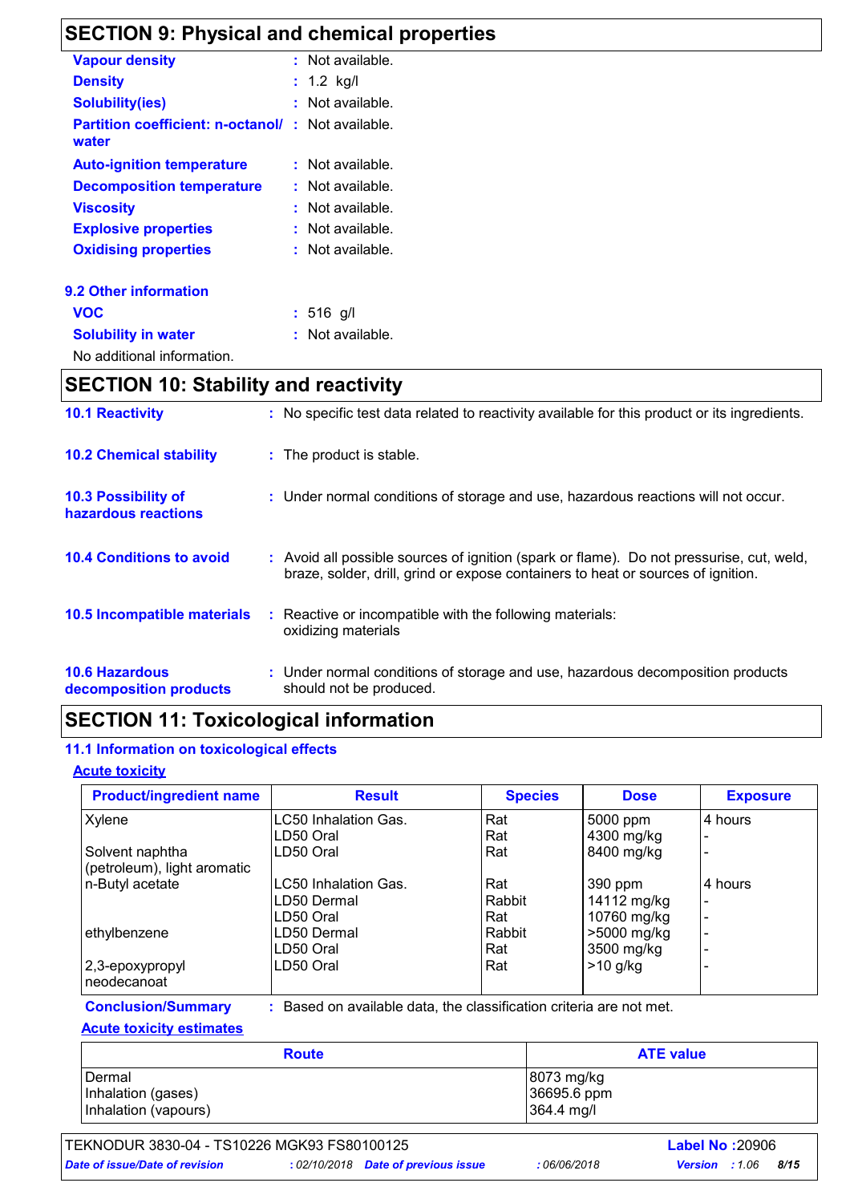## SECTION 9: Physical and chemical properties

| | |
|---|---|
| **Vapour density** | : Not available. |
| **Density** | : 1.2 kg/l |
| **Solubility(ies)** | : Not available. |
| **Partition coefficient: n-octanol/ water** | : Not available. |
| **Auto-ignition temperature** | : Not available. |
| **Decomposition temperature** | : Not available. |
| **Viscosity** | : Not available. |
| **Explosive properties** | : Not available. |
| **Oxidising properties** | : Not available. |

### 9.2 Other information

| | |
|---|---|
| **VOC** | : 516 g/l |
| **Solubility in water** | : Not available. |

No additional information.

## SECTION 10: Stability and reactivity

**10.1 Reactivity** : No specific test data related to reactivity available for this product or its ingredients.

**10.2 Chemical stability** : The product is stable.

**10.3 Possibility of hazardous reactions** : Under normal conditions of storage and use, hazardous reactions will not occur.

**10.4 Conditions to avoid** : Avoid all possible sources of ignition (spark or flame). Do not pressurise, cut, weld, braze, solder, drill, grind or expose containers to heat or sources of ignition.

**10.5 Incompatible materials** : Reactive or incompatible with the following materials: oxidizing materials

**10.6 Hazardous decomposition products** : Under normal conditions of storage and use, hazardous decomposition products should not be produced.

## SECTION 11: Toxicological information

### 11.1 Information on toxicological effects

**Acute toxicity**

| Product/ingredient name | Result | Species | Dose | Exposure |
|---|---|---|---|---|
| Xylene | LC50 Inhalation Gas. | Rat | 5000 ppm | 4 hours |
| | LD50 Oral | Rat | 4300 mg/kg | - |
| Solvent naphtha (petroleum), light aromatic | LD50 Oral | Rat | 8400 mg/kg | - |
| n-Butyl acetate | LC50 Inhalation Gas. | Rat | 390 ppm | 4 hours |
| | LD50 Dermal | Rabbit | 14112 mg/kg | - |
| | LD50 Oral | Rat | 10760 mg/kg | - |
| ethylbenzene | LD50 Dermal | Rabbit | >5000 mg/kg | - |
| | LD50 Oral | Rat | 3500 mg/kg | - |
| 2,3-epoxypropyl neodecanoat | LD50 Oral | Rat | >10 g/kg | - |

**Conclusion/Summary** : Based on available data, the classification criteria are not met.

**Acute toxicity estimates**

| Route | ATE value |
|---|---|
| Dermal | 8073 mg/kg |
| Inhalation (gases) | 36695.6 ppm |
| Inhalation (vapours) | 364.4 mg/l |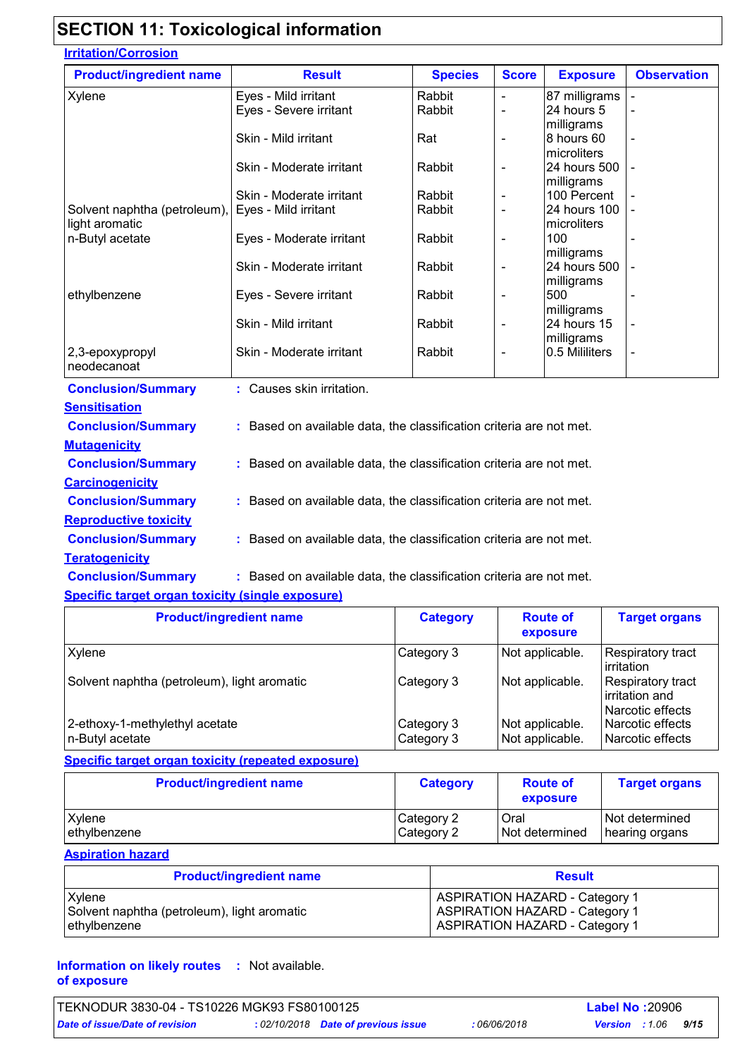## SECTION 11: Toxicological information

**Irritation/Corrosion**

| Product/ingredient name | Result | Species | Score | Exposure | Observation |
|---|---|---|---|---|---|
| Xylene | Eyes - Mild irritant | Rabbit | - | 87 milligrams | - |
| | Eyes - Severe irritant | Rabbit | - | 24 hours 5 milligrams | - |
| | Skin - Mild irritant | Rat | - | 8 hours 60 microliters | - |
| | Skin - Moderate irritant | Rabbit | - | 24 hours 500 milligrams | - |
| | Skin - Moderate irritant | Rabbit | - | 100 Percent | - |
| Solvent naphtha (petroleum), light aromatic | Eyes - Mild irritant | Rabbit | - | 24 hours 100 microliters | - |
| n-Butyl acetate | Eyes - Moderate irritant | Rabbit | - | 100 milligrams | - |
| | Skin - Moderate irritant | Rabbit | - | 24 hours 500 milligrams | - |
| ethylbenzene | Eyes - Severe irritant | Rabbit | - | 500 milligrams | - |
| | Skin - Mild irritant | Rabbit | - | 24 hours 15 milligrams | - |
| 2,3-epoxypropyl neodecanoat | Skin - Moderate irritant | Rabbit | - | 0.5 Mililiters | - |

**Conclusion/Summary** : Causes skin irritation.

**Sensitisation**

**Conclusion/Summary** : Based on available data, the classification criteria are not met.

**Mutagenicity**

**Conclusion/Summary** : Based on available data, the classification criteria are not met.

**Carcinogenicity**

**Conclusion/Summary** : Based on available data, the classification criteria are not met.

**Reproductive toxicity**

**Conclusion/Summary** : Based on available data, the classification criteria are not met.

**Teratogenicity**

**Conclusion/Summary** : Based on available data, the classification criteria are not met.

**Specific target organ toxicity (single exposure)**

| Product/ingredient name | Category | Route of exposure | Target organs |
|---|---|---|---|
| Xylene | Category 3 | Not applicable. | Respiratory tract irritation |
| Solvent naphtha (petroleum), light aromatic | Category 3 | Not applicable. | Respiratory tract irritation and Narcotic effects |
| 2-ethoxy-1-methylethyl acetate | Category 3 | Not applicable. | Narcotic effects |
| n-Butyl acetate | Category 3 | Not applicable. | Narcotic effects |

**Specific target organ toxicity (repeated exposure)**

| Product/ingredient name | Category | Route of exposure | Target organs |
|---|---|---|---|
| Xylene | Category 2 | Oral | Not determined |
| ethylbenzene | Category 2 | Not determined | hearing organs |

**Aspiration hazard**

| Product/ingredient name | Result |
|---|---|
| Xylene | ASPIRATION HAZARD - Category 1 |
| Solvent naphtha (petroleum), light aromatic | ASPIRATION HAZARD - Category 1 |
| ethylbenzene | ASPIRATION HAZARD - Category 1 |

**Information on likely routes of exposure** : Not available.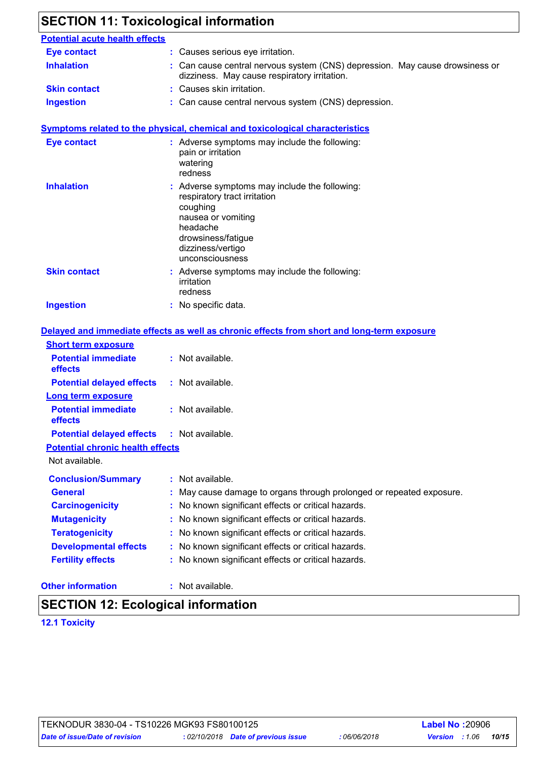## SECTION 11: Toxicological information

**Potential acute health effects**

| | |
|---|---|
| **Eye contact** | : Causes serious eye irritation. |
| **Inhalation** | : Can cause central nervous system (CNS) depression. May cause drowsiness or dizziness. May cause respiratory irritation. |
| **Skin contact** | : Causes skin irritation. |
| **Ingestion** | : Can cause central nervous system (CNS) depression. |

**Symptoms related to the physical, chemical and toxicological characteristics**

| | |
|---|---|
| **Eye contact** | : Adverse symptoms may include the following:<br>pain or irritation<br>watering<br>redness |
| **Inhalation** | : Adverse symptoms may include the following:<br>respiratory tract irritation<br>coughing<br>nausea or vomiting<br>headache<br>drowsiness/fatigue<br>dizziness/vertigo<br>unconsciousness |
| **Skin contact** | : Adverse symptoms may include the following:<br>irritation<br>redness |
| **Ingestion** | : No specific data. |

**Delayed and immediate effects as well as chronic effects from short and long-term exposure**

**Short term exposure**

| | |
|---|---|
| **Potential immediate effects** | : Not available. |
| **Potential delayed effects** | : Not available. |

**Long term exposure**

| | |
|---|---|
| **Potential immediate effects** | : Not available. |
| **Potential delayed effects** | : Not available. |

**Potential chronic health effects**

Not available.

| | |
|---|---|
| **Conclusion/Summary** | : Not available. |
| **General** | : May cause damage to organs through prolonged or repeated exposure. |
| **Carcinogenicity** | : No known significant effects or critical hazards. |
| **Mutagenicity** | : No known significant effects or critical hazards. |
| **Teratogenicity** | : No known significant effects or critical hazards. |
| **Developmental effects** | : No known significant effects or critical hazards. |
| **Fertility effects** | : No known significant effects or critical hazards. |

| | |
|---|---|
| **Other information** | : Not available. |

## SECTION 12: Ecological information

**12.1 Toxicity**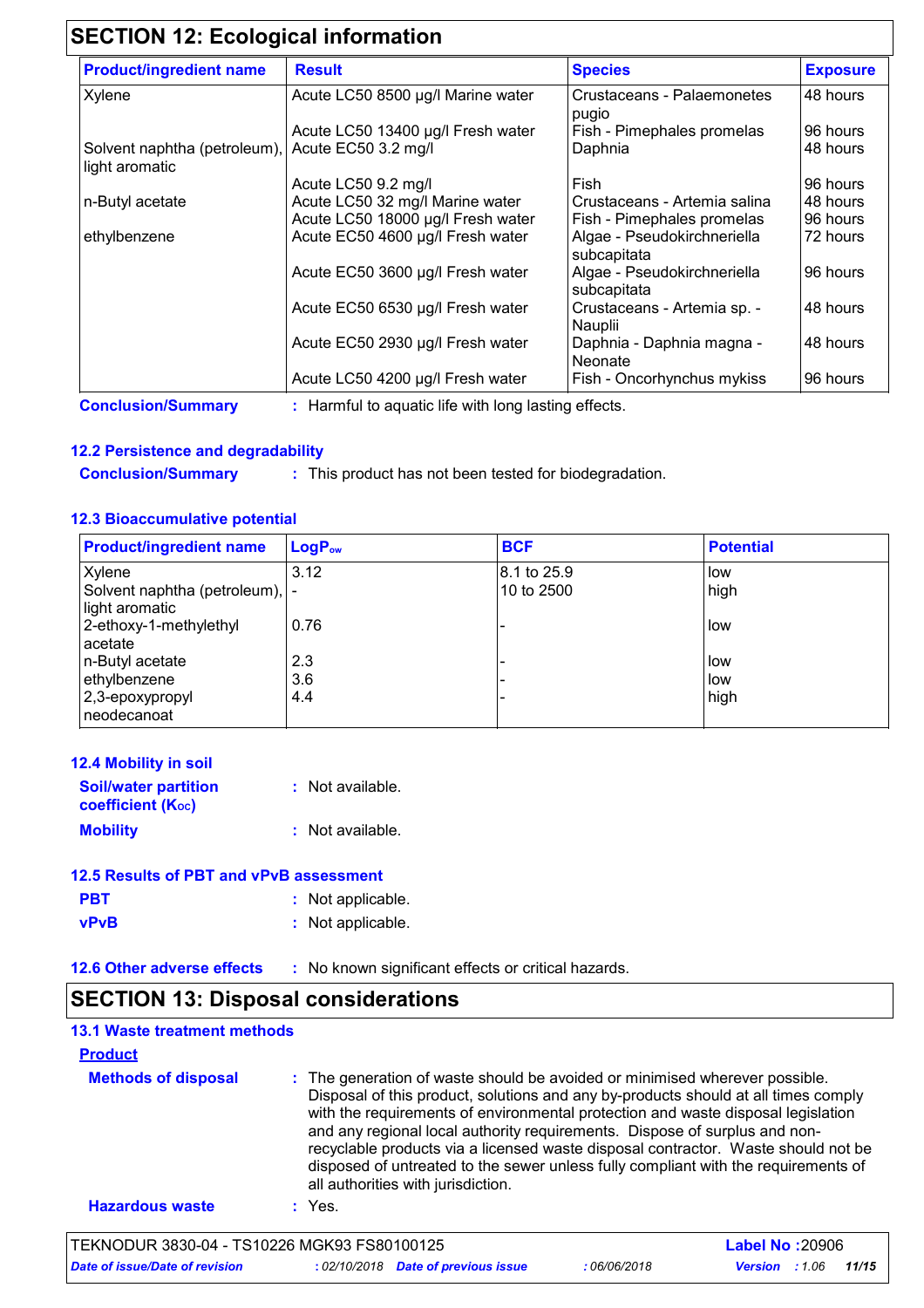## SECTION 12: Ecological information

| Product/ingredient name | Result | Species | Exposure |
|---|---|---|---|
| Xylene | Acute LC50 8500 µg/l Marine water | Crustaceans - Palaemonetes pugio | 48 hours |
| | Acute LC50 13400 µg/l Fresh water | Fish - Pimephales promelas | 96 hours |
| Solvent naphtha (petroleum), light aromatic | Acute EC50 3.2 mg/l | Daphnia | 48 hours |
| | Acute LC50 9.2 mg/l | Fish | 96 hours |
| n-Butyl acetate | Acute LC50 32 mg/l Marine water | Crustaceans - Artemia salina | 48 hours |
| | Acute LC50 18000 µg/l Fresh water | Fish - Pimephales promelas | 96 hours |
| ethylbenzene | Acute EC50 4600 µg/l Fresh water | Algae - Pseudokirchneriella subcapitata | 72 hours |
| | Acute EC50 3600 µg/l Fresh water | Algae - Pseudokirchneriella subcapitata | 96 hours |
| | Acute EC50 6530 µg/l Fresh water | Crustaceans - Artemia sp. - Nauplii | 48 hours |
| | Acute EC50 2930 µg/l Fresh water | Daphnia - Daphnia magna - Neonate | 48 hours |
| | Acute LC50 4200 µg/l Fresh water | Fish - Oncorhynchus mykiss | 96 hours |

**Conclusion/Summary** : Harmful to aquatic life with long lasting effects.

### 12.2 Persistence and degradability

**Conclusion/Summary** : This product has not been tested for biodegradation.

### 12.3 Bioaccumulative potential

| Product/ingredient name | $LogP_{ow}$ | BCF | Potential |
|---|---|---|---|
| Xylene | 3.12 | 8.1 to 25.9 | low |
| Solvent naphtha (petroleum), light aromatic | - | 10 to 2500 | high |
| 2-ethoxy-1-methylethyl acetate | 0.76 | - | low |
| n-Butyl acetate | 2.3 | - | low |
| ethylbenzene | 3.6 | - | low |
| 2,3-epoxypropyl neodecanoat | 4.4 | - | high |

### 12.4 Mobility in soil

**Soil/water partition coefficient ($K_{OC}$)** : Not available.

**Mobility** : Not available.

### 12.5 Results of PBT and vPvB assessment

**PBT** : Not applicable.

**vPvB** : Not applicable.

### 12.6 Other adverse effects : No known significant effects or critical hazards.

## SECTION 13: Disposal considerations

### 13.1 Waste treatment methods

**Product**

**Methods of disposal** : The generation of waste should be avoided or minimised wherever possible. Disposal of this product, solutions and any by-products should at all times comply with the requirements of environmental protection and waste disposal legislation and any regional local authority requirements. Dispose of surplus and non-recyclable products via a licensed waste disposal contractor. Waste should not be disposed of untreated to the sewer unless fully compliant with the requirements of all authorities with jurisdiction.

**Hazardous waste** : Yes.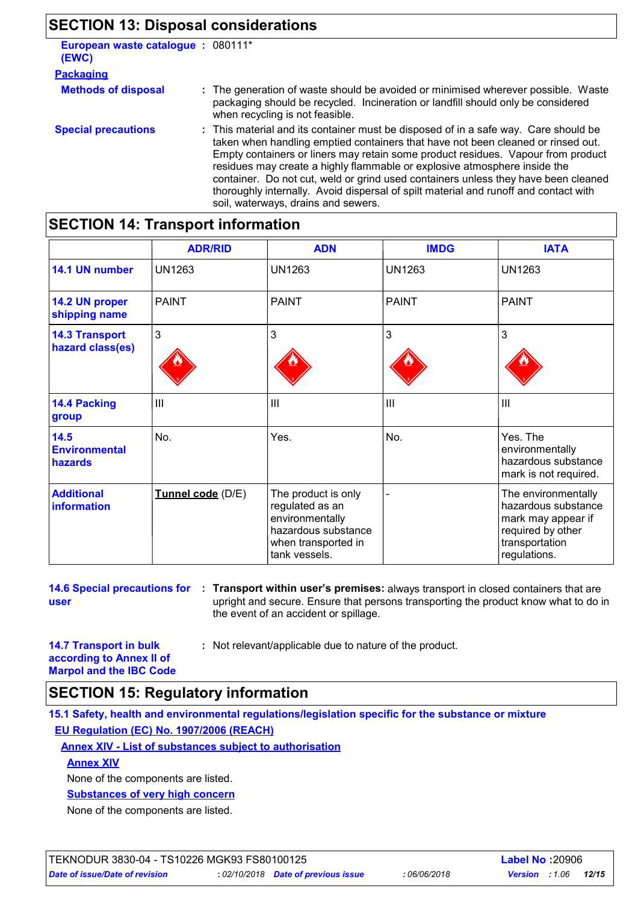## SECTION 13: Disposal considerations

**European waste catalogue (EWC)** : 080111*

**Packaging**

**Methods of disposal** : The generation of waste should be avoided or minimised wherever possible. Waste packaging should be recycled. Incineration or landfill should only be considered when recycling is not feasible.

**Special precautions** : This material and its container must be disposed of in a safe way. Care should be taken when handling emptied containers that have not been cleaned or rinsed out. Empty containers or liners may retain some product residues. Vapour from product residues may create a highly flammable or explosive atmosphere inside the container. Do not cut, weld or grind used containers unless they have been cleaned thoroughly internally. Avoid dispersal of spilt material and runoff and contact with soil, waterways, drains and sewers.

## SECTION 14: Transport information

| | ADR/RID | ADN | IMDG | IATA |
|---|---|---|---|---|
| **14.1 UN number** | UN1263 | UN1263 | UN1263 | UN1263 |
| **14.2 UN proper shipping name** | PAINT | PAINT | PAINT | PAINT |
| **14.3 Transport hazard class(es)** | 3 | 3 | 3 | 3 |
| **14.4 Packing group** | III | III | III | III |
| **14.5 Environmental hazards** | No. | Yes. | No. | Yes. The environmentally hazardous substance mark is not required. |
| **Additional information** | **Tunnel code** (D/E) | The product is only regulated as an environmentally hazardous substance when transported in tank vessels. | - | The environmentally hazardous substance mark may appear if required by other transportation regulations. |

**14.6 Special precautions for user** : **Transport within user's premises:** always transport in closed containers that are upright and secure. Ensure that persons transporting the product know what to do in the event of an accident or spillage.

**14.7 Transport in bulk according to Annex II of Marpol and the IBC Code** : Not relevant/applicable due to nature of the product.

## SECTION 15: Regulatory information

**15.1 Safety, health and environmental regulations/legislation specific for the substance or mixture**

**EU Regulation (EC) No. 1907/2006 (REACH)**

**Annex XIV - List of substances subject to authorisation**

**Annex XIV**

None of the components are listed.

**Substances of very high concern**

None of the components are listed.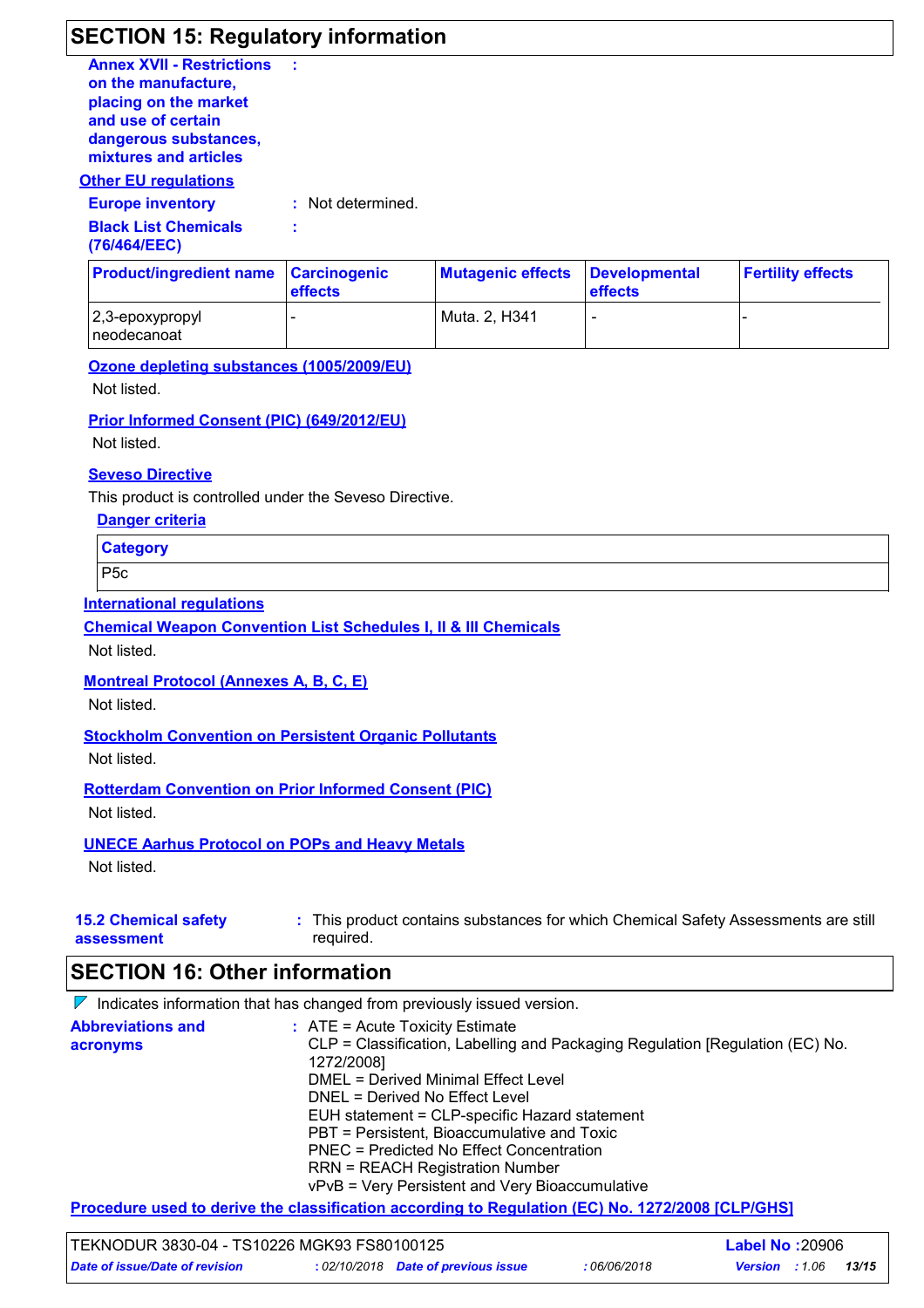## SECTION 15: Regulatory information

**Annex XVII - Restrictions on the manufacture, placing on the market and use of certain dangerous substances, mixtures and articles** :

**Other EU regulations**

**Europe inventory** : Not determined.

**Black List Chemicals (76/464/EEC)** :

| Product/ingredient name | Carcinogenic effects | Mutagenic effects | Developmental effects | Fertility effects |
|---|---|---|---|---|
| 2,3-epoxypropyl neodecanoat | - | Muta. 2, H341 | - | - |

**Ozone depleting substances (1005/2009/EU)**

Not listed.

**Prior Informed Consent (PIC) (649/2012/EU)**

Not listed.

**Seveso Directive**

This product is controlled under the Seveso Directive.

**Danger criteria**

| Category |
|---|
| P5c |

**International regulations**

**Chemical Weapon Convention List Schedules I, II & III Chemicals**

Not listed.

**Montreal Protocol (Annexes A, B, C, E)**

Not listed.

**Stockholm Convention on Persistent Organic Pollutants**

Not listed.

**Rotterdam Convention on Prior Informed Consent (PIC)**

Not listed.

**UNECE Aarhus Protocol on POPs and Heavy Metals**

Not listed.

**15.2 Chemical safety assessment** : This product contains substances for which Chemical Safety Assessments are still required.

## SECTION 16: Other information

Indicates information that has changed from previously issued version.

**Abbreviations and acronyms** : ATE = Acute Toxicity Estimate
CLP = Classification, Labelling and Packaging Regulation [Regulation (EC) No. 1272/2008]
DMEL = Derived Minimal Effect Level
DNEL = Derived No Effect Level
EUH statement = CLP-specific Hazard statement
PBT = Persistent, Bioaccumulative and Toxic
PNEC = Predicted No Effect Concentration
RRN = REACH Registration Number
vPvB = Very Persistent and Very Bioaccumulative

**Procedure used to derive the classification according to Regulation (EC) No. 1272/2008 [CLP/GHS]**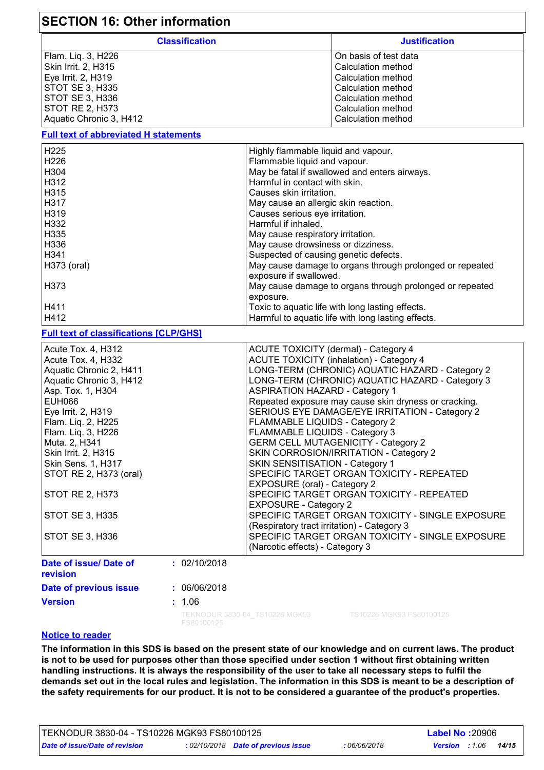## SECTION 16: Other information

| Classification | Justification |
| --- | --- |
| Flam. Liq. 3, H226 | On basis of test data |
| Skin Irrit. 2, H315 | Calculation method |
| Eye Irrit. 2, H319 | Calculation method |
| STOT SE 3, H335 | Calculation method |
| STOT SE 3, H336 | Calculation method |
| STOT RE 2, H373 | Calculation method |
| Aquatic Chronic 3, H412 | Calculation method |

**Full text of abbreviated H statements**

| | |
| --- | --- |
| H225 | Highly flammable liquid and vapour. |
| H226 | Flammable liquid and vapour. |
| H304 | May be fatal if swallowed and enters airways. |
| H312 | Harmful in contact with skin. |
| H315 | Causes skin irritation. |
| H317 | May cause an allergic skin reaction. |
| H319 | Causes serious eye irritation. |
| H332 | Harmful if inhaled. |
| H335 | May cause respiratory irritation. |
| H336 | May cause drowsiness or dizziness. |
| H341 | Suspected of causing genetic defects. |
| H373 (oral) | May cause damage to organs through prolonged or repeated exposure if swallowed. |
| H373 | May cause damage to organs through prolonged or repeated exposure. |
| H411 | Toxic to aquatic life with long lasting effects. |
| H412 | Harmful to aquatic life with long lasting effects. |

**Full text of classifications [CLP/GHS]**

| | |
| --- | --- |
| Acute Tox. 4, H312 | ACUTE TOXICITY (dermal) - Category 4 |
| Acute Tox. 4, H332 | ACUTE TOXICITY (inhalation) - Category 4 |
| Aquatic Chronic 2, H411 | LONG-TERM (CHRONIC) AQUATIC HAZARD - Category 2 |
| Aquatic Chronic 3, H412 | LONG-TERM (CHRONIC) AQUATIC HAZARD - Category 3 |
| Asp. Tox. 1, H304 | ASPIRATION HAZARD - Category 1 |
| EUH066 | Repeated exposure may cause skin dryness or cracking. |
| Eye Irrit. 2, H319 | SERIOUS EYE DAMAGE/EYE IRRITATION - Category 2 |
| Flam. Liq. 2, H225 | FLAMMABLE LIQUIDS - Category 2 |
| Flam. Liq. 3, H226 | FLAMMABLE LIQUIDS - Category 3 |
| Muta. 2, H341 | GERM CELL MUTAGENICITY - Category 2 |
| Skin Irrit. 2, H315 | SKIN CORROSION/IRRITATION - Category 2 |
| Skin Sens. 1, H317 | SKIN SENSITISATION - Category 1 |
| STOT RE 2, H373 (oral) | SPECIFIC TARGET ORGAN TOXICITY - REPEATED EXPOSURE (oral) - Category 2 |
| STOT RE 2, H373 | SPECIFIC TARGET ORGAN TOXICITY - REPEATED EXPOSURE - Category 2 |
| STOT SE 3, H335 | SPECIFIC TARGET ORGAN TOXICITY - SINGLE EXPOSURE (Respiratory tract irritation) - Category 3 |
| STOT SE 3, H336 | SPECIFIC TARGET ORGAN TOXICITY - SINGLE EXPOSURE (Narcotic effects) - Category 3 |

**Date of issue/ Date of revision** : 02/10/2018

**Date of previous issue** : 06/06/2018

**Version** : 1.06

TEKNODUR 3830-04_TS10226 MGK93 FS80100125 TS10226 MGK93 FS80100125

**Notice to reader**

**The information in this SDS is based on the present state of our knowledge and on current laws. The product is not to be used for purposes other than those specified under section 1 without first obtaining written handling instructions. It is always the responsibility of the user to take all necessary steps to fulfil the demands set out in the local rules and legislation. The information in this SDS is meant to be a description of the safety requirements for our product. It is not to be considered a guarantee of the product's properties.**